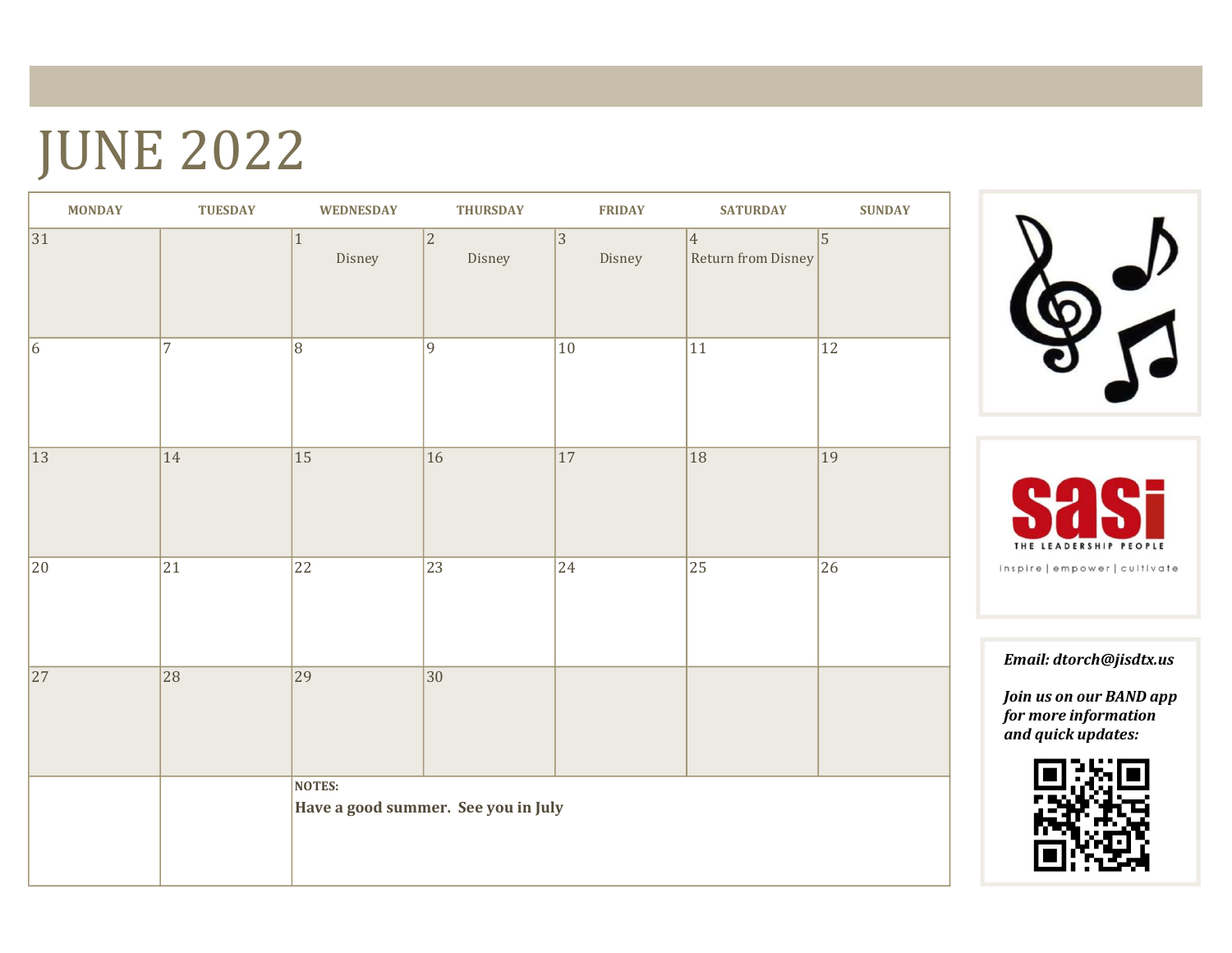# JUNE 2022

| MONDAY | TUESDAY | WEDNESDAY | THURSDAY | FRIDAY | SATURDAY | SUNDAY |
|---|---|---|---|---|---|---|
| 31 | | 1 Disney | 2 Disney | 3 Disney | 4 Return from Disney | 5 |
| 6 | 7 | 8 | 9 | 10 | 11 | 12 |
| 13 | 14 | 15 | 16 | 17 | 18 | 19 |
| 20 | 21 | 22 | 23 | 24 | 25 | 26 |
| 27 | 28 | 29 | 30 | | | |

**NOTES:**

**Have a good summer. See you in July**

sasi THE LEADERSHIP PEOPLE

inspire | empower | cultivate

***Email: dtorch@jisdtx.us***

***Join us on our BAND app for more information and quick updates:***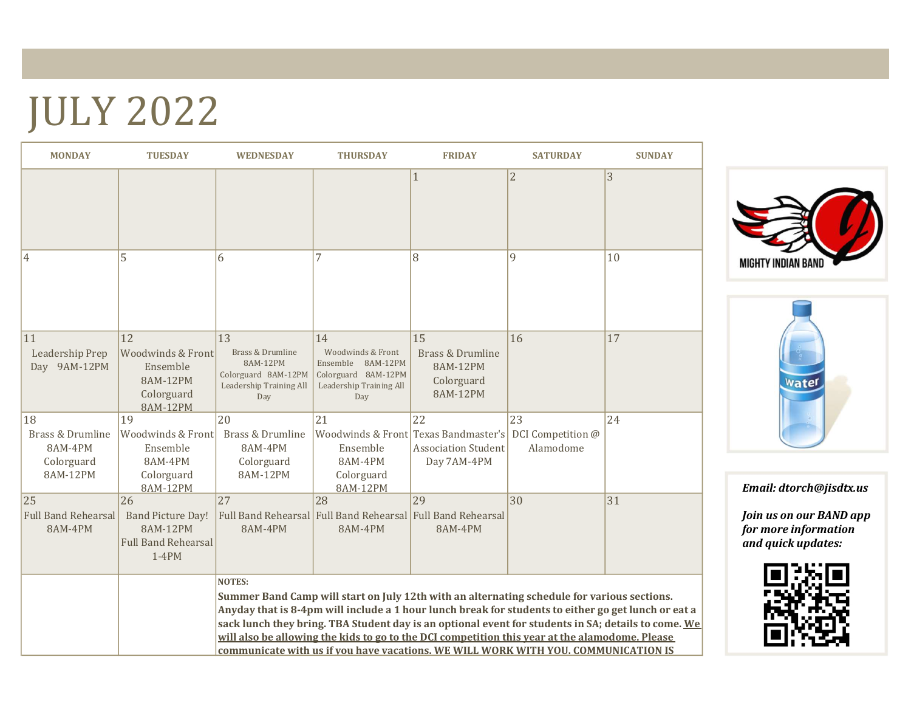# JULY 2022

| MONDAY | TUESDAY | WEDNESDAY | THURSDAY | FRIDAY | SATURDAY | SUNDAY |
|---|---|---|---|---|---|---|
| | | | | 1 | 2 | 3 |
| 4 | 5 | 6 | 7 | 8 | 9 | 10 |
| 11 Leadership Prep Day 9AM-12PM | 12 Woodwinds & Front Ensemble 8AM-12PM Colorguard 8AM-12PM | 13 Brass & Drumline 8AM-12PM Colorguard 8AM-12PM Leadership Training All Day | 14 Woodwinds & Front Ensemble 8AM-12PM Colorguard 8AM-12PM Leadership Training All Day | 15 Brass & Drumline 8AM-12PM Colorguard 8AM-12PM | 16 | 17 |
| 18 Brass & Drumline 8AM-4PM Colorguard 8AM-12PM | 19 Woodwinds & Front Ensemble 8AM-4PM Colorguard 8AM-12PM | 20 Brass & Drumline 8AM-4PM Colorguard 8AM-12PM | 21 Woodwinds & Front Ensemble 8AM-4PM Colorguard 8AM-12PM | 22 Texas Bandmaster's Association Student Day 7AM-4PM | 23 DCI Competition @ Alamodome | 24 |
| 25 Full Band Rehearsal 8AM-4PM | 26 Band Picture Day! 8AM-12PM Full Band Rehearsal 1-4PM | 27 Full Band Rehearsal 8AM-4PM | 28 Full Band Rehearsal 8AM-4PM | 29 Full Band Rehearsal 8AM-4PM | 30 | 31 |

**NOTES:**

**Summer Band Camp will start on July 12th with an alternating schedule for various sections. Anyday that is 8-4pm will include a 1 hour lunch break for students to either go get lunch or eat a sack lunch they bring. TBA Student day is an optional event for students in SA; details to come. <u>We will also be allowing the kids to go to the DCI competition this year at the alamodome. Please communicate with us if you have vacations. WE WILL WORK WITH YOU. COMMUNICATION IS</u>**

MIGHTY INDIAN BAND

water

***Email: dtorch@jisdtx.us***

***Join us on our BAND app for more information and quick updates:***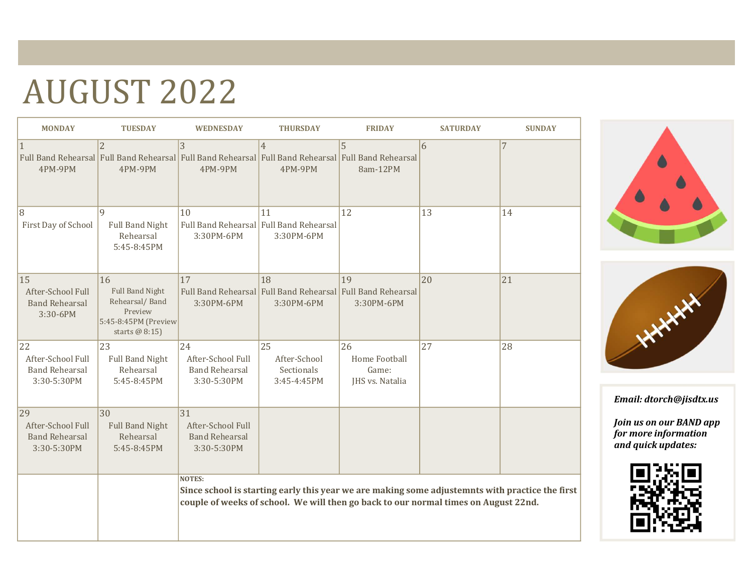# AUGUST 2022

| MONDAY | TUESDAY | WEDNESDAY | THURSDAY | FRIDAY | SATURDAY | SUNDAY |
|---|---|---|---|---|---|---|
| 1<br>Full Band Rehearsal 4PM-9PM | 2<br>Full Band Rehearsal 4PM-9PM | 3<br>Full Band Rehearsal 4PM-9PM | 4<br>Full Band Rehearsal 4PM-9PM | 5<br>Full Band Rehearsal 8am-12PM | 6 | 7 |
| 8<br>First Day of School | 9<br>Full Band Night Rehearsal 5:45-8:45PM | 10<br>Full Band Rehearsal 3:30PM-6PM | 11<br>Full Band Rehearsal 3:30PM-6PM | 12 | 13 | 14 |
| 15<br>After-School Full Band Rehearsal 3:30-6PM | 16<br>Full Band Night Rehearsal/ Band Preview 5:45-8:45PM (Preview starts @ 8:15) | 17<br>Full Band Rehearsal 3:30PM-6PM | 18<br>Full Band Rehearsal 3:30PM-6PM | 19<br>Full Band Rehearsal 3:30PM-6PM | 20 | 21 |
| 22<br>After-School Full Band Rehearsal 3:30-5:30PM | 23<br>Full Band Night Rehearsal 5:45-8:45PM | 24<br>After-School Full Band Rehearsal 3:30-5:30PM | 25<br>After-School Sectionals 3:45-4:45PM | 26<br>Home Football Game: JHS vs. Natalia | 27 | 28 |
| 29<br>After-School Full Band Rehearsal 3:30-5:30PM | 30<br>Full Band Night Rehearsal 5:45-8:45PM | 31<br>After-School Full Band Rehearsal 3:30-5:30PM | | | | |

**NOTES:**

**Since school is starting early this year we are making some adjustemnts with practice the first couple of weeks of school. We will then go back to our normal times on August 22nd.**

***Email: dtorch@jisdtx.us***

***Join us on our BAND app for more information and quick updates:***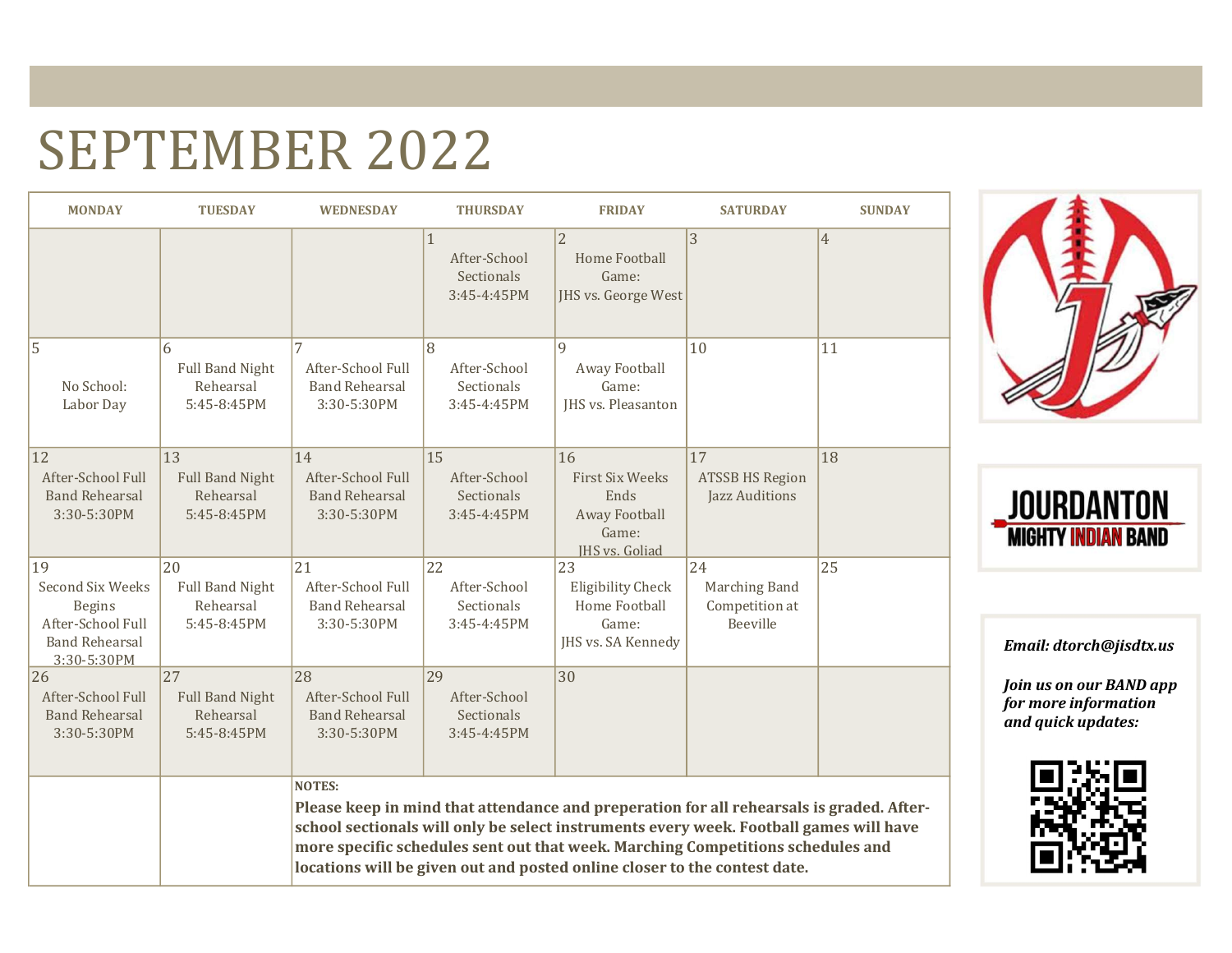# SEPTEMBER 2022

| MONDAY | TUESDAY | WEDNESDAY | THURSDAY | FRIDAY | SATURDAY | SUNDAY |
|---|---|---|---|---|---|---|
| | | | 1 After-School Sectionals 3:45-4:45PM | 2 Home Football Game: JHS vs. George West | 3 | 4 |
| 5 No School: Labor Day | 6 Full Band Night Rehearsal 5:45-8:45PM | 7 After-School Full Band Rehearsal 3:30-5:30PM | 8 After-School Sectionals 3:45-4:45PM | 9 Away Football Game: JHS vs. Pleasanton | 10 | 11 |
| 12 After-School Full Band Rehearsal 3:30-5:30PM | 13 Full Band Night Rehearsal 5:45-8:45PM | 14 After-School Full Band Rehearsal 3:30-5:30PM | 15 After-School Sectionals 3:45-4:45PM | 16 First Six Weeks Ends Away Football Game: JHS vs. Goliad | 17 ATSSB HS Region Jazz Auditions | 18 |
| 19 Second Six Weeks Begins After-School Full Band Rehearsal 3:30-5:30PM | 20 Full Band Night Rehearsal 5:45-8:45PM | 21 After-School Full Band Rehearsal 3:30-5:30PM | 22 After-School Sectionals 3:45-4:45PM | 23 Eligibility Check Home Football Game: JHS vs. SA Kennedy | 24 Marching Band Competition at Beeville | 25 |
| 26 After-School Full Band Rehearsal 3:30-5:30PM | 27 Full Band Night Rehearsal 5:45-8:45PM | 28 After-School Full Band Rehearsal 3:30-5:30PM | 29 After-School Sectionals 3:45-4:45PM | 30 | | |

**NOTES:**

**Please keep in mind that attendance and preperation for all rehearsals is graded. After-school sectionals will only be select instruments every week. Football games will have more specific schedules sent out that week. Marching Competitions schedules and locations will be given out and posted online closer to the contest date.**

JOURDANTON
MIGHTY INDIAN BAND

***Email: dtorch@jisdtx.us***

***Join us on our BAND app for more information and quick updates:***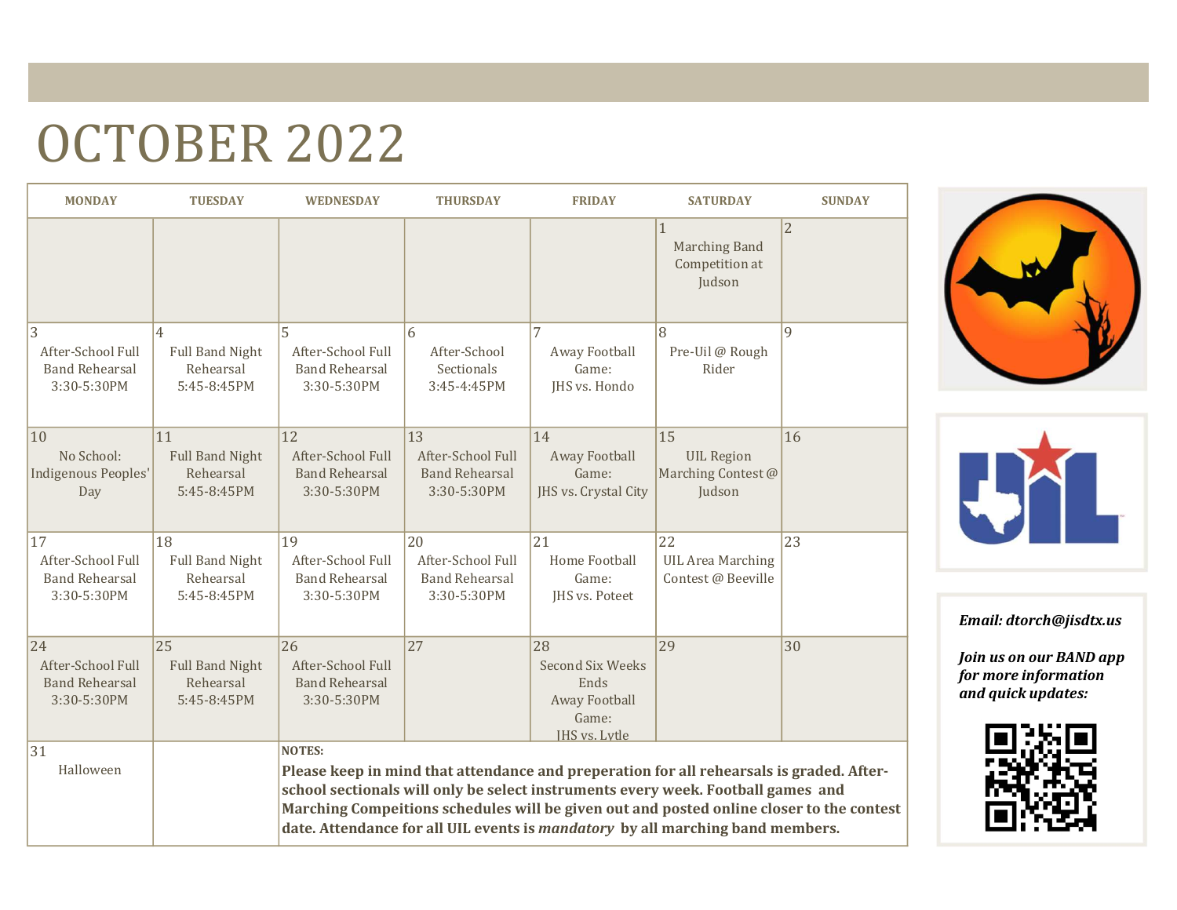# OCTOBER 2022

| MONDAY | TUESDAY | WEDNESDAY | THURSDAY | FRIDAY | SATURDAY | SUNDAY |
|---|---|---|---|---|---|---|
| | | | | | 1 Marching Band Competition at Judson | 2 |
| 3 After-School Full Band Rehearsal 3:30-5:30PM | 4 Full Band Night Rehearsal 5:45-8:45PM | 5 After-School Full Band Rehearsal 3:30-5:30PM | 6 After-School Sectionals 3:45-4:45PM | 7 Away Football Game: JHS vs. Hondo | 8 Pre-Uil @ Rough Rider | 9 |
| 10 No School: Indigenous Peoples' Day | 11 Full Band Night Rehearsal 5:45-8:45PM | 12 After-School Full Band Rehearsal 3:30-5:30PM | 13 After-School Full Band Rehearsal 3:30-5:30PM | 14 Away Football Game: JHS vs. Crystal City | 15 UIL Region Marching Contest @ Judson | 16 |
| 17 After-School Full Band Rehearsal 3:30-5:30PM | 18 Full Band Night Rehearsal 5:45-8:45PM | 19 After-School Full Band Rehearsal 3:30-5:30PM | 20 After-School Full Band Rehearsal 3:30-5:30PM | 21 Home Football Game: JHS vs. Poteet | 22 UIL Area Marching Contest @ Beeville | 23 |
| 24 After-School Full Band Rehearsal 3:30-5:30PM | 25 Full Band Night Rehearsal 5:45-8:45PM | 26 After-School Full Band Rehearsal 3:30-5:30PM | 27 | 28 Second Six Weeks Ends Away Football Game: JHS vs. Lytle | 29 | 30 |
| 31 Halloween | | **NOTES:** **Please keep in mind that attendance and preperation for all rehearsals is graded. After-school sectionals will only be select instruments every week. Football games and Marching Compeitions schedules will be given out and posted online closer to the contest date. Attendance for all UIL events is *mandatory* by all marching band members.** | | | | |

***Email: dtorch@jisdtx.us***

***Join us on our BAND app for more information and quick updates:***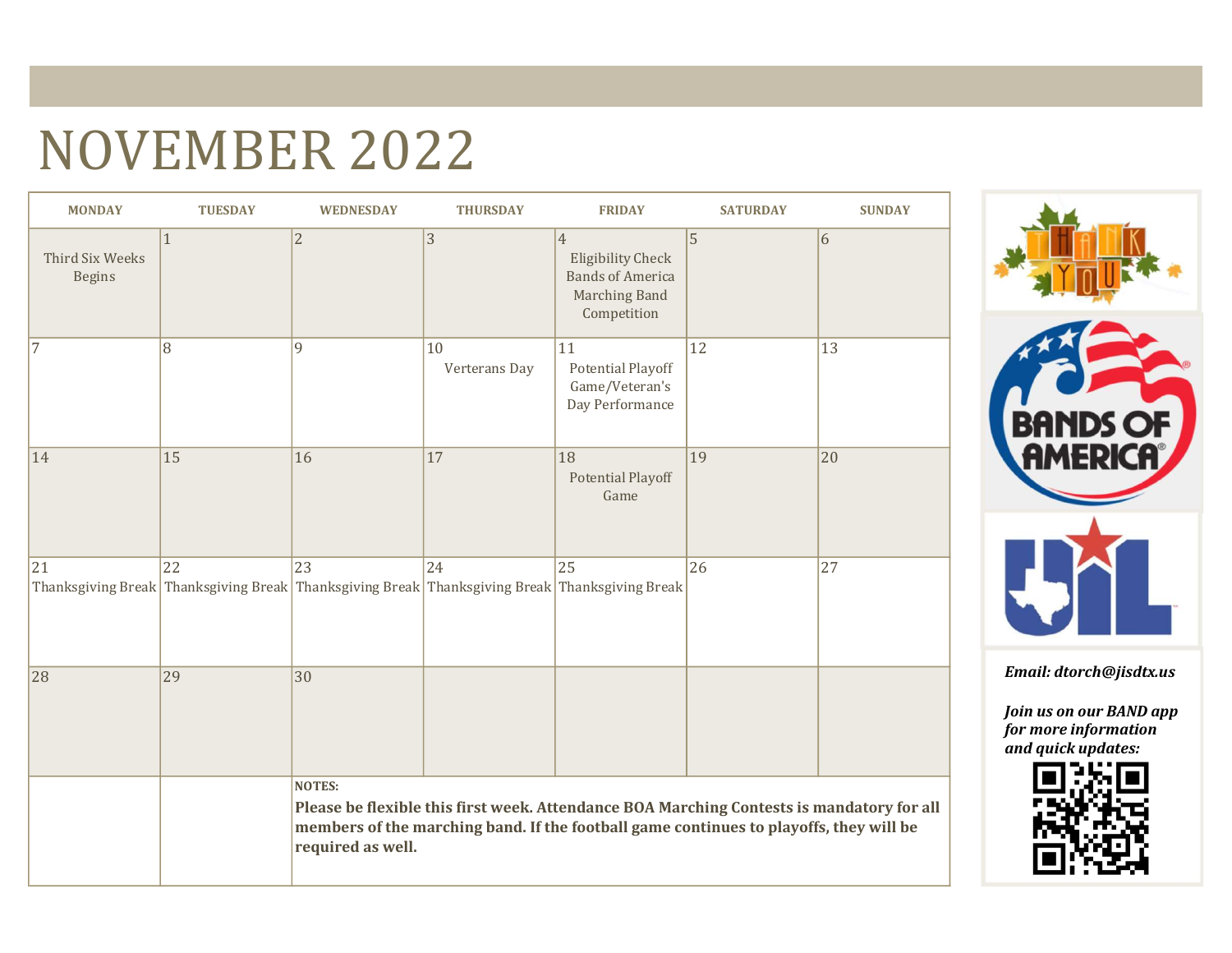# NOVEMBER 2022

| MONDAY | TUESDAY | WEDNESDAY | THURSDAY | FRIDAY | SATURDAY | SUNDAY |
|---|---|---|---|---|---|---|
| Third Six Weeks Begins | 1 | 2 | 3 | 4 Eligibility Check Bands of America Marching Band Competition | 5 | 6 |
| 7 | 8 | 9 | 10 Verterans Day | 11 Potential Playoff Game/Veteran's Day Performance | 12 | 13 |
| 14 | 15 | 16 | 17 | 18 Potential Playoff Game | 19 | 20 |
| 21 Thanksgiving Break | 22 Thanksgiving Break | 23 Thanksgiving Break | 24 Thanksgiving Break | 25 Thanksgiving Break | 26 | 27 |
| 28 | 29 | 30 | | | | |

**NOTES:**

**Please be flexible this first week. Attendance BOA Marching Contests is mandatory for all members of the marching band. If the football game continues to playoffs, they will be required as well.**

***Email: dtorch@jisdtx.us***

***Join us on our BAND app for more information and quick updates:***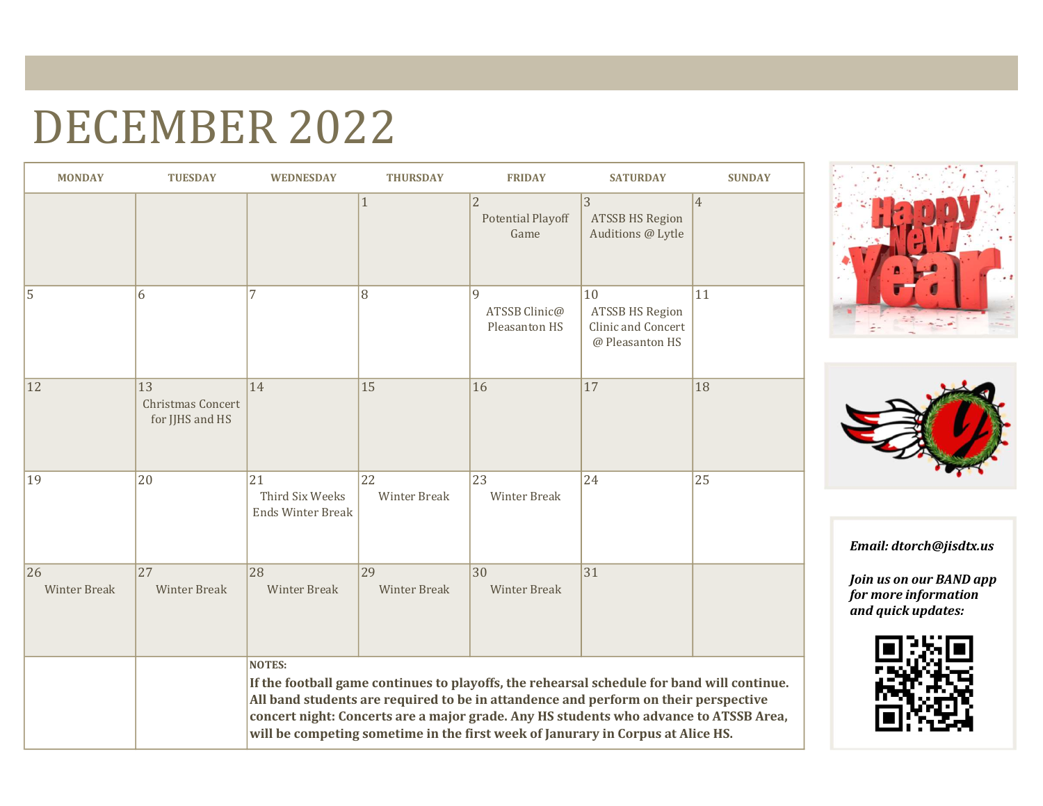# DECEMBER 2022

| MONDAY | TUESDAY | WEDNESDAY | THURSDAY | FRIDAY | SATURDAY | SUNDAY |
|---|---|---|---|---|---|---|
| | | | 1 | 2 Potential Playoff Game | 3 ATSSB HS Region Auditions @ Lytle | 4 |
| 5 | 6 | 7 | 8 | 9 ATSSB Clinic@ Pleasanton HS | 10 ATSSB HS Region Clinic and Concert @ Pleasanton HS | 11 |
| 12 | 13 Christmas Concert for JJHS and HS | 14 | 15 | 16 | 17 | 18 |
| 19 | 20 | 21 Third Six Weeks Ends Winter Break | 22 Winter Break | 23 Winter Break | 24 | 25 |
| 26 Winter Break | 27 Winter Break | 28 Winter Break | 29 Winter Break | 30 Winter Break | 31 | |

**NOTES:**

**If the football game continues to playoffs, the rehearsal schedule for band will continue. All band students are required to be in attandence and perform on their perspective concert night: Concerts are a major grade. Any HS students who advance to ATSSB Area, will be competing sometime in the first week of Janurary in Corpus at Alice HS.**

***Email: dtorch@jisdtx.us***

***Join us on our BAND app for more information and quick updates:***